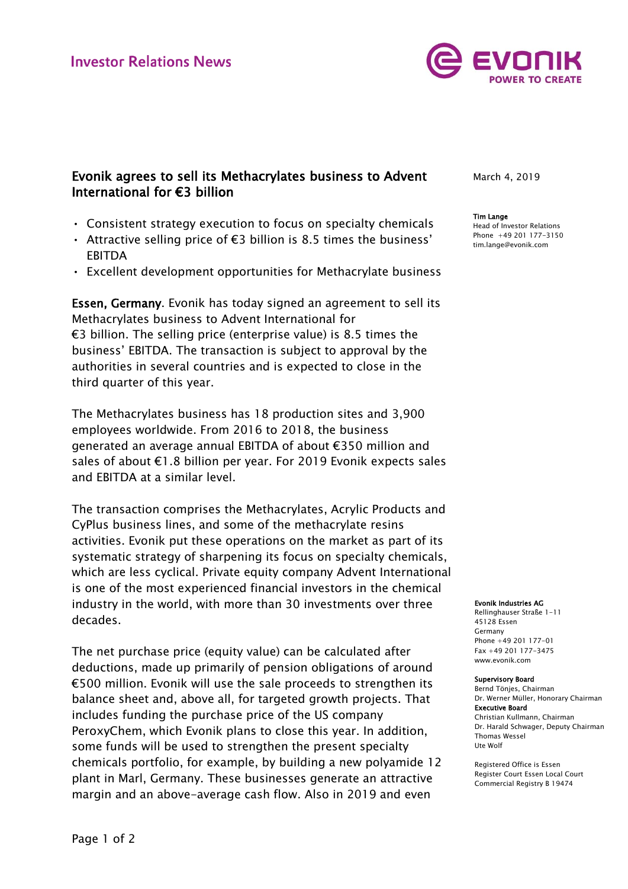Investor Relations News

# Evonik agrees to sell its Methacrylates business to Advent International for €3 billion

March 4, 2019

**Tim Lange**
Head of Investor Relations
Phone +49 201 177-3150
tim.lange@evonik.com

- Consistent strategy execution to focus on specialty chemicals
- Attractive selling price of €3 billion is 8.5 times the business' EBITDA
- Excellent development opportunities for Methacrylate business

**Essen, Germany**. Evonik has today signed an agreement to sell its Methacrylates business to Advent International for €3 billion. The selling price (enterprise value) is 8.5 times the business' EBITDA. The transaction is subject to approval by the authorities in several countries and is expected to close in the third quarter of this year.

The Methacrylates business has 18 production sites and 3,900 employees worldwide. From 2016 to 2018, the business generated an average annual EBITDA of about €350 million and sales of about €1.8 billion per year. For 2019 Evonik expects sales and EBITDA at a similar level.

The transaction comprises the Methacrylates, Acrylic Products and CyPlus business lines, and some of the methacrylate resins activities. Evonik put these operations on the market as part of its systematic strategy of sharpening its focus on specialty chemicals, which are less cyclical. Private equity company Advent International is one of the most experienced financial investors in the chemical industry in the world, with more than 30 investments over three decades.

The net purchase price (equity value) can be calculated after deductions, made up primarily of pension obligations of around €500 million. Evonik will use the sale proceeds to strengthen its balance sheet and, above all, for targeted growth projects. That includes funding the purchase price of the US company PeroxyChem, which Evonik plans to close this year. In addition, some funds will be used to strengthen the present specialty chemicals portfolio, for example, by building a new polyamide 12 plant in Marl, Germany. These businesses generate an attractive margin and an above-average cash flow. Also in 2019 and even

**Evonik Industries AG**
Rellinghauser Straße 1-11
45128 Essen
Germany
Phone +49 201 177-01
Fax +49 201 177-3475
www.evonik.com

**Supervisory Board**
Bernd Tönjes, Chairman
Dr. Werner Müller, Honorary Chairman
**Executive Board**
Christian Kullmann, Chairman
Dr. Harald Schwager, Deputy Chairman
Thomas Wessel
Ute Wolf

Registered Office is Essen
Register Court Essen Local Court
Commercial Registry B 19474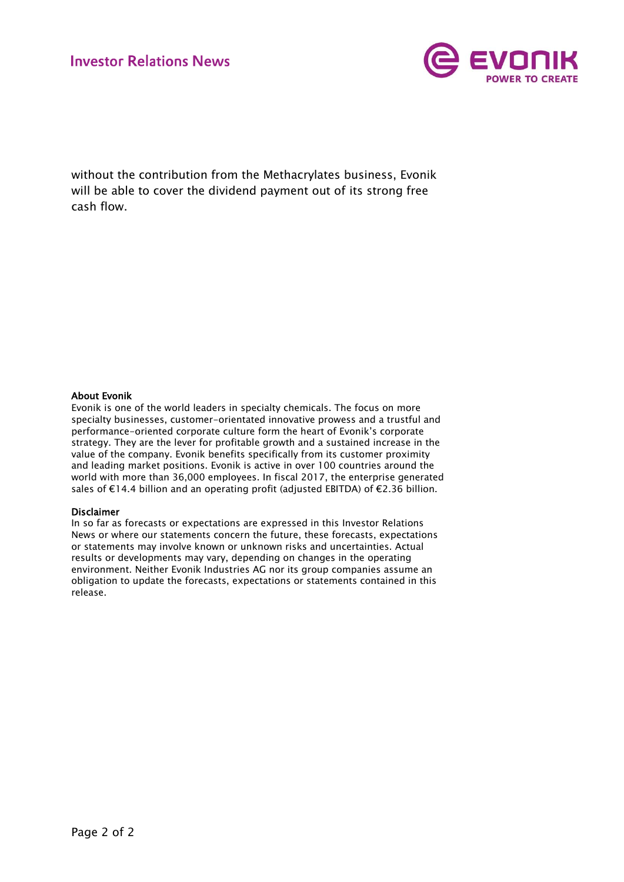without the contribution from the Methacrylates business, Evonik will be able to cover the dividend payment out of its strong free cash flow.

**About Evonik**

Evonik is one of the world leaders in specialty chemicals. The focus on more specialty businesses, customer-orientated innovative prowess and a trustful and performance-oriented corporate culture form the heart of Evonik's corporate strategy. They are the lever for profitable growth and a sustained increase in the value of the company. Evonik benefits specifically from its customer proximity and leading market positions. Evonik is active in over 100 countries around the world with more than 36,000 employees. In fiscal 2017, the enterprise generated sales of €14.4 billion and an operating profit (adjusted EBITDA) of €2.36 billion.

**Disclaimer**

In so far as forecasts or expectations are expressed in this Investor Relations News or where our statements concern the future, these forecasts, expectations or statements may involve known or unknown risks and uncertainties. Actual results or developments may vary, depending on changes in the operating environment. Neither Evonik Industries AG nor its group companies assume an obligation to update the forecasts, expectations or statements contained in this release.